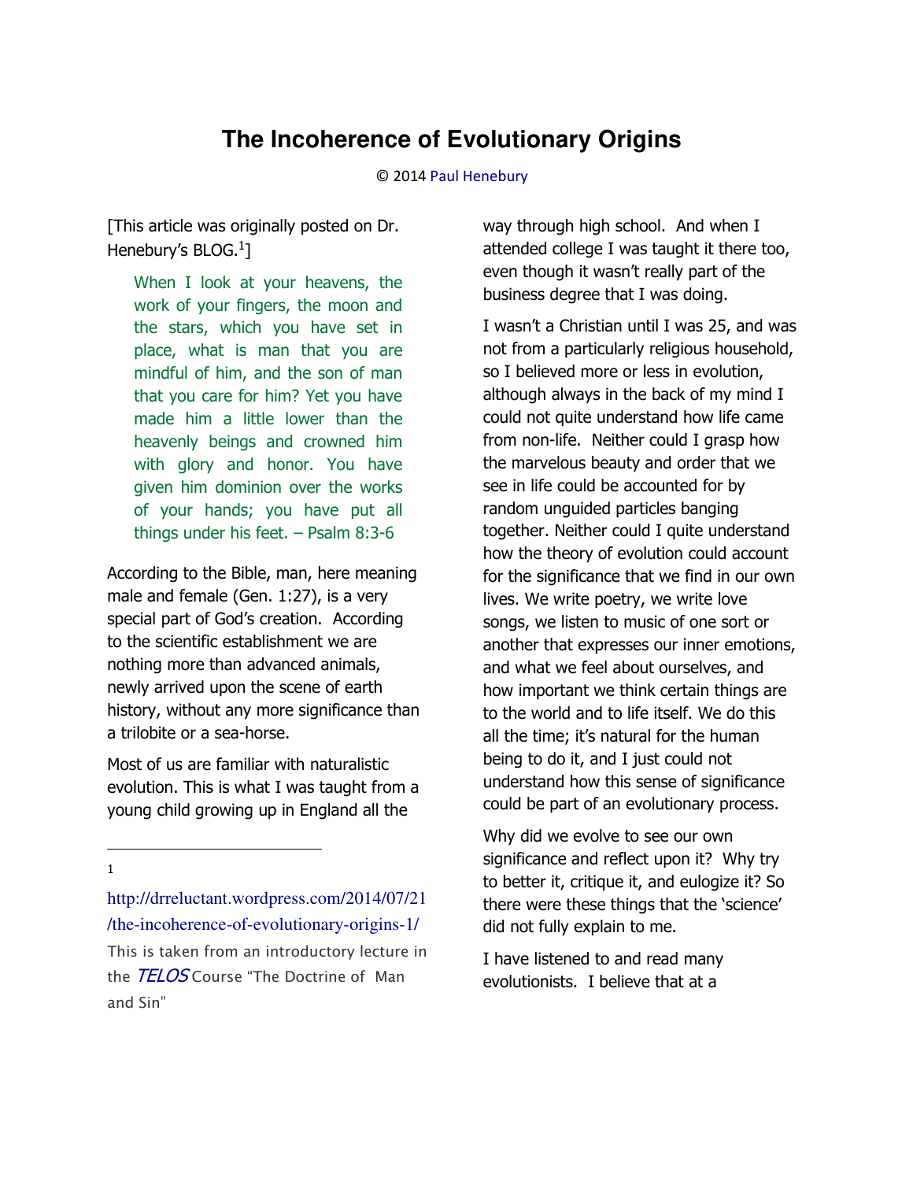# The Incoherence of Evolutionary Origins

© 2014 Paul Henebury

[This article was originally posted on Dr. Henebury's BLOG.[1]]

> When I look at your heavens, the work of your fingers, the moon and the stars, which you have set in place, what is man that you are mindful of him, and the son of man that you care for him? Yet you have made him a little lower than the heavenly beings and crowned him with glory and honor. You have given him dominion over the works of your hands; you have put all things under his feet. – Psalm 8:3-6

According to the Bible, man, here meaning male and female (Gen. 1:27), is a very special part of God's creation. According to the scientific establishment we are nothing more than advanced animals, newly arrived upon the scene of earth history, without any more significance than a trilobite or a sea-horse.

Most of us are familiar with naturalistic evolution. This is what I was taught from a young child growing up in England all the way through high school. And when I attended college I was taught it there too, even though it wasn't really part of the business degree that I was doing.

I wasn't a Christian until I was 25, and was not from a particularly religious household, so I believed more or less in evolution, although always in the back of my mind I could not quite understand how life came from non-life. Neither could I grasp how the marvelous beauty and order that we see in life could be accounted for by random unguided particles banging together. Neither could I quite understand how the theory of evolution could account for the significance that we find in our own lives. We write poetry, we write love songs, we listen to music of one sort or another that expresses our inner emotions, and what we feel about ourselves, and how important we think certain things are to the world and to life itself. We do this all the time; it's natural for the human being to do it, and I just could not understand how this sense of significance could be part of an evolutionary process.

Why did we evolve to see our own significance and reflect upon it? Why try to better it, critique it, and eulogize it? So there were these things that the 'science' did not fully explain to me.

I have listened to and read many evolutionists. I believe that at a

---

[1] http://drreluctant.wordpress.com/2014/07/21/the-incoherence-of-evolutionary-origins-1/ This is taken from an introductory lecture in the *TELOS* Course "The Doctrine of Man and Sin"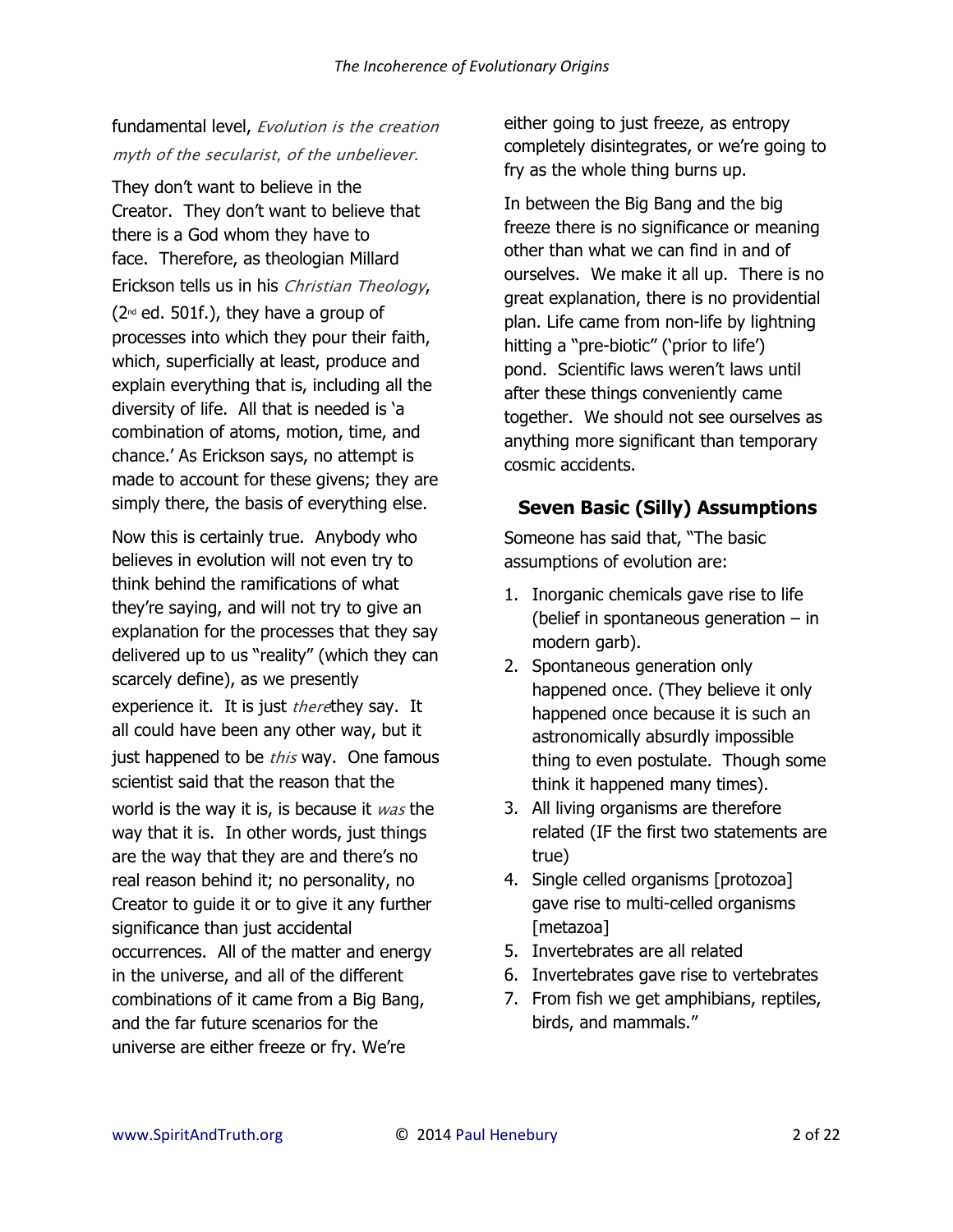fundamental level, *Evolution is the creation myth of the secularist, of the unbeliever.*

They don't want to believe in the Creator. They don't want to believe that there is a God whom they have to face. Therefore, as theologian Millard Erickson tells us in his *Christian Theology*, (2nd ed. 501f.), they have a group of processes into which they pour their faith, which, superficially at least, produce and explain everything that is, including all the diversity of life. All that is needed is 'a combination of atoms, motion, time, and chance.' As Erickson says, no attempt is made to account for these givens; they are simply there, the basis of everything else.

Now this is certainly true. Anybody who believes in evolution will not even try to think behind the ramifications of what they're saying, and will not try to give an explanation for the processes that they say delivered up to us "reality" (which they can scarcely define), as we presently experience it. It is just *there*they say. It all could have been any other way, but it just happened to be *this* way. One famous scientist said that the reason that the world is the way it is, is because it *was* the way that it is. In other words, just things are the way that they are and there's no real reason behind it; no personality, no Creator to guide it or to give it any further significance than just accidental occurrences. All of the matter and energy in the universe, and all of the different combinations of it came from a Big Bang, and the far future scenarios for the universe are either freeze or fry. We're either going to just freeze, as entropy completely disintegrates, or we're going to fry as the whole thing burns up.

In between the Big Bang and the big freeze there is no significance or meaning other than what we can find in and of ourselves. We make it all up. There is no great explanation, there is no providential plan. Life came from non-life by lightning hitting a "pre-biotic" ('prior to life') pond. Scientific laws weren't laws until after these things conveniently came together. We should not see ourselves as anything more significant than temporary cosmic accidents.

## Seven Basic (Silly) Assumptions

Someone has said that, "The basic assumptions of evolution are:

1. Inorganic chemicals gave rise to life (belief in spontaneous generation – in modern garb).
2. Spontaneous generation only happened once. (They believe it only happened once because it is such an astronomically absurdly impossible thing to even postulate. Though some think it happened many times).
3. All living organisms are therefore related (IF the first two statements are true)
4. Single celled organisms [protozoa] gave rise to multi-celled organisms [metazoa]
5. Invertebrates are all related
6. Invertebrates gave rise to vertebrates
7. From fish we get amphibians, reptiles, birds, and mammals."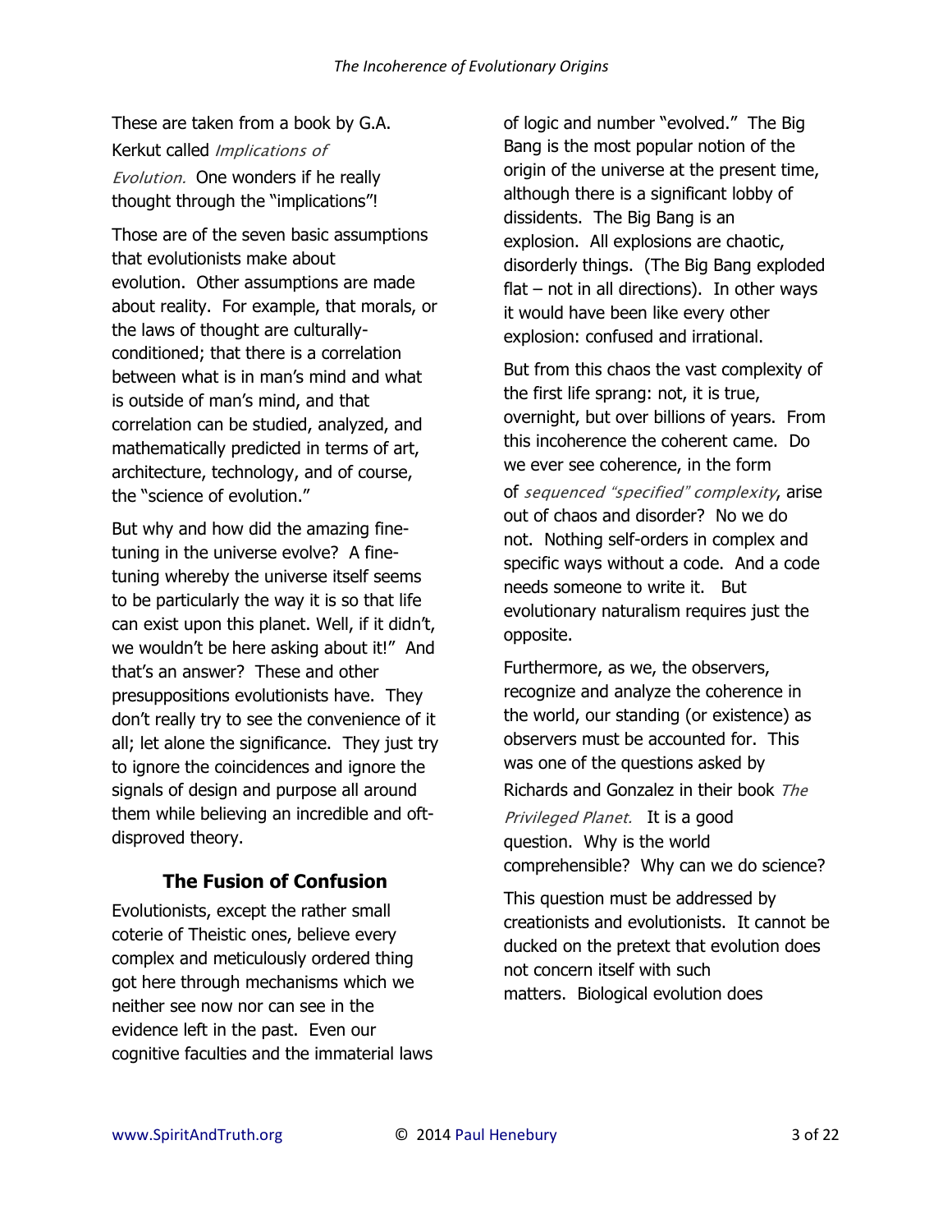These are taken from a book by G.A. Kerkut called *Implications of Evolution.* One wonders if he really thought through the "implications"!

Those are the seven basic assumptions that evolutionists make about evolution. Other assumptions are made about reality. For example, that morals, or the laws of thought are culturally-conditioned; that there is a correlation between what is in man's mind and what is outside of man's mind, and that correlation can be studied, analyzed, and mathematically predicted in terms of art, architecture, technology, and of course, the "science of evolution."

But why and how did the amazing fine-tuning in the universe evolve? A fine-tuning whereby the universe itself seems to be particularly the way it is so that life can exist upon this planet. Well, if it didn't, we wouldn't be here asking about it!" And that's an answer? These and other presuppositions evolutionists have. They don't really try to see the convenience of it all; let alone the significance. They just try to ignore the coincidences and ignore the signals of design and purpose all around them while believing an incredible and oft-disproved theory.

### The Fusion of Confusion

Evolutionists, except the rather small coterie of Theistic ones, believe every complex and meticulously ordered thing got here through mechanisms which we neither see now nor can see in the evidence left in the past. Even our cognitive faculties and the immaterial laws of logic and number "evolved." The Big Bang is the most popular notion of the origin of the universe at the present time, although there is a significant lobby of dissidents. The Big Bang is an explosion. All explosions are chaotic, disorderly things. (The Big Bang exploded flat – not in all directions). In other ways it would have been like every other explosion: confused and irrational.

But from this chaos the vast complexity of the first life sprang: not, it is true, overnight, but over billions of years. From this incoherence the coherent came. Do we ever see coherence, in the form of *sequenced "specified" complexity*, arise out of chaos and disorder? No we do not. Nothing self-orders in complex and specific ways without a code. And a code needs someone to write it. But evolutionary naturalism requires just the opposite.

Furthermore, as we, the observers, recognize and analyze the coherence in the world, our standing (or existence) as observers must be accounted for. This was one of the questions asked by Richards and Gonzalez in their book *The Privileged Planet.* It is a good question. Why is the world comprehensible? Why can we do science?

This question must be addressed by creationists and evolutionists. It cannot be ducked on the pretext that evolution does not concern itself with such matters. Biological evolution does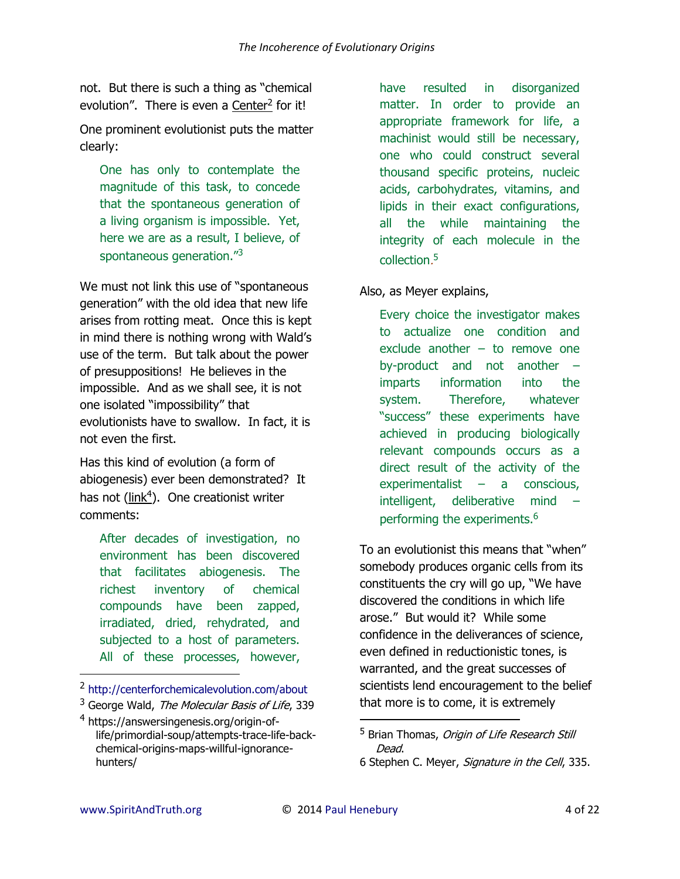not. But there is such a thing as "chemical evolution". There is even a Center[2] for it!

One prominent evolutionist puts the matter clearly:

> One has only to contemplate the magnitude of this task, to concede that the spontaneous generation of a living organism is impossible. Yet, here we are as a result, I believe, of spontaneous generation."[3]

We must not link this use of "spontaneous generation" with the old idea that new life arises from rotting meat. Once this is kept in mind there is nothing wrong with Wald's use of the term. But talk about the power of presuppositions! He believes in the impossible. And as we shall see, it is not one isolated "impossibility" that evolutionists have to swallow. In fact, it is not even the first.

Has this kind of evolution (a form of abiogenesis) ever been demonstrated? It has not (link[4]). One creationist writer comments:

> After decades of investigation, no environment has been discovered that facilitates abiogenesis. The richest inventory of chemical compounds have been zapped, irradiated, dried, rehydrated, and subjected to a host of parameters. All of these processes, however, have resulted in disorganized matter. In order to provide an appropriate framework for life, a machinist would still be necessary, one who could construct several thousand specific proteins, nucleic acids, carbohydrates, vitamins, and lipids in their exact configurations, all the while maintaining the integrity of each molecule in the collection.[5]

Also, as Meyer explains,

> Every choice the investigator makes to actualize one condition and exclude another – to remove one by-product and not another – imparts information into the system. Therefore, whatever "success" these experiments have achieved in producing biologically relevant compounds occurs as a direct result of the activity of the experimentalist – a conscious, intelligent, deliberative mind – performing the experiments.[6]

To an evolutionist this means that "when" somebody produces organic cells from its constituents the cry will go up, "We have discovered the conditions in which life arose." But would it? While some confidence in the deliverances of science, even defined in reductionistic tones, is warranted, and the great successes of scientists lend encouragement to the belief that more is to come, it is extremely

---

[2] http://centerforchemicalevolution.com/about

[3] George Wald, *The Molecular Basis of Life*, 339

[4] https://answersingenesis.org/origin-of-life/primordial-soup/attempts-trace-life-back-chemical-origins-maps-willful-ignorance-hunters/

[5] Brian Thomas, *Origin of Life Research Still Dead*.

[6] Stephen C. Meyer, *Signature in the Cell*, 335.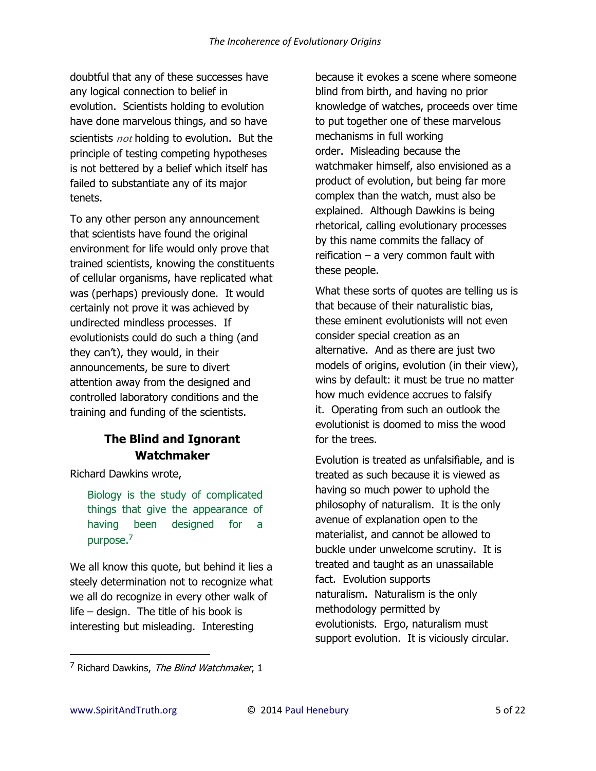doubtful that any of these successes have any logical connection to belief in evolution. Scientists holding to evolution have done marvelous things, and so have scientists *not* holding to evolution. But the principle of testing competing hypotheses is not bettered by a belief which itself has failed to substantiate any of its major tenets.

To any other person any announcement that scientists have found the original environment for life would only prove that trained scientists, knowing the constituents of cellular organisms, have replicated what was (perhaps) previously done. It would certainly not prove it was achieved by undirected mindless processes. If evolutionists could do such a thing (and they can't), they would, in their announcements, be sure to divert attention away from the designed and controlled laboratory conditions and the training and funding of the scientists.

## The Blind and Ignorant Watchmaker

Richard Dawkins wrote,

> Biology is the study of complicated things that give the appearance of having been designed for a purpose.[7]

We all know this quote, but behind it lies a steely determination not to recognize what we all do recognize in every other walk of life – design. The title of his book is interesting but misleading. Interesting because it evokes a scene where someone blind from birth, and having no prior knowledge of watches, proceeds over time to put together one of these marvelous mechanisms in full working order. Misleading because the watchmaker himself, also envisioned as a product of evolution, but being far more complex than the watch, must also be explained. Although Dawkins is being rhetorical, calling evolutionary processes by this name commits the fallacy of reification – a very common fault with these people.

What these sorts of quotes are telling us is that because of their naturalistic bias, these eminent evolutionists will not even consider special creation as an alternative. And as there are just two models of origins, evolution (in their view), wins by default: it must be true no matter how much evidence accrues to falsify it. Operating from such an outlook the evolutionist is doomed to miss the wood for the trees.

Evolution is treated as unfalsifiable, and is treated as such because it is viewed as having so much power to uphold the philosophy of naturalism. It is the only avenue of explanation open to the materialist, and cannot be allowed to buckle under unwelcome scrutiny. It is treated and taught as an unassailable fact. Evolution supports naturalism. Naturalism is the only methodology permitted by evolutionists. Ergo, naturalism must support evolution. It is viciously circular.

---

[7] Richard Dawkins, *The Blind Watchmaker*, 1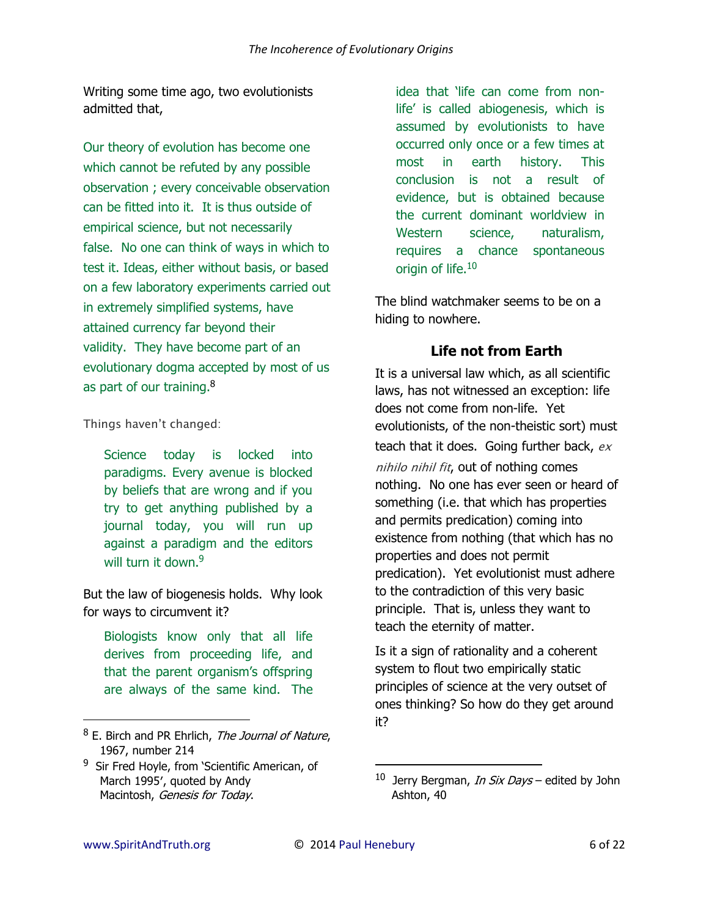Writing some time ago, two evolutionists admitted that,

> Our theory of evolution has become one which cannot be refuted by any possible observation ; every conceivable observation can be fitted into it. It is thus outside of empirical science, but not necessarily false. No one can think of ways in which to test it. Ideas, either without basis, or based on a few laboratory experiments carried out in extremely simplified systems, have attained currency far beyond their validity. They have become part of an evolutionary dogma accepted by most of us as part of our training.[8]

Things haven't changed:

> Science today is locked into paradigms. Every avenue is blocked by beliefs that are wrong and if you try to get anything published by a journal today, you will run up against a paradigm and the editors will turn it down.[9]

But the law of biogenesis holds. Why look for ways to circumvent it?

> Biologists know only that all life derives from proceeding life, and that the parent organism's offspring are always of the same kind. The idea that 'life can come from non-life' is called abiogenesis, which is assumed by evolutionists to have occurred only once or a few times at most in earth history. This conclusion is not a result of evidence, but is obtained because the current dominant worldview in Western science, naturalism, requires a chance spontaneous origin of life.[10]

The blind watchmaker seems to be on a hiding to nowhere.

## Life not from Earth

It is a universal law which, as all scientific laws, has not witnessed an exception: life does not come from non-life. Yet evolutionists, of the non-theistic sort) must teach that it does. Going further back, *ex nihilo nihil fit*, out of nothing comes nothing. No one has ever seen or heard of something (i.e. that which has properties and permits predication) coming into existence from nothing (that which has no properties and does not permit predication). Yet evolutionist must adhere to the contradiction of this very basic principle. That is, unless they want to teach the eternity of matter.

Is it a sign of rationality and a coherent system to flout two empirically static principles of science at the very outset of ones thinking? So how do they get around it?

---

[8] E. Birch and PR Ehrlich, *The Journal of Nature*, 1967, number 214

[9] Sir Fred Hoyle, from 'Scientific American, of March 1995', quoted by Andy Macintosh, *Genesis for Today*.

[10] Jerry Bergman, *In Six Days* – edited by John Ashton, 40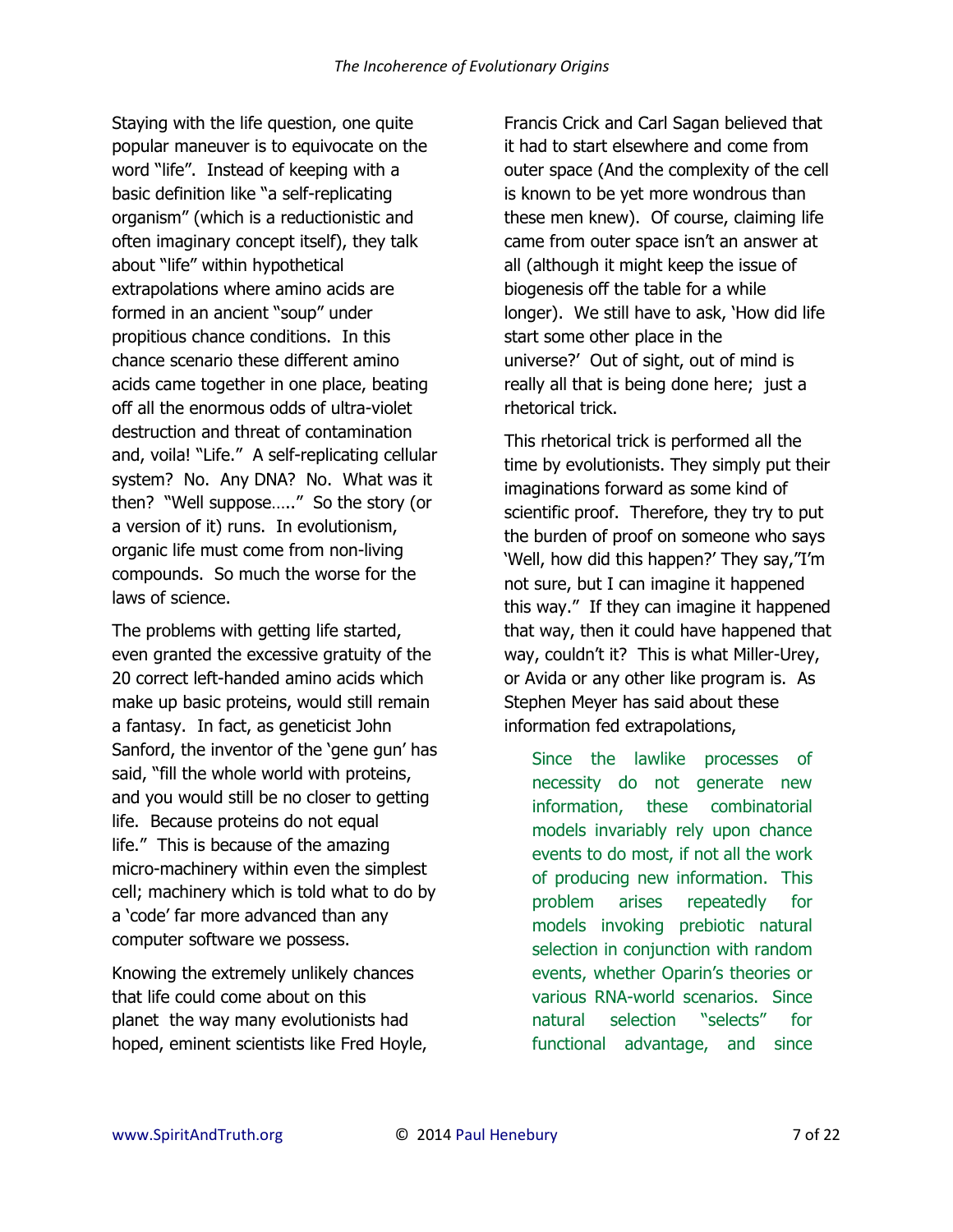Staying with the life question, one quite popular maneuver is to equivocate on the word "life". Instead of keeping with a basic definition like "a self-replicating organism" (which is a reductionistic and often imaginary concept itself), they talk about "life" within hypothetical extrapolations where amino acids are formed in an ancient "soup" under propitious chance conditions. In this chance scenario these different amino acids came together in one place, beating off all the enormous odds of ultra-violet destruction and threat of contamination and, voila! "Life." A self-replicating cellular system? No. Any DNA? No. What was it then? "Well suppose….." So the story (or a version of it) runs. In evolutionism, organic life must come from non-living compounds. So much the worse for the laws of science.

The problems with getting life started, even granted the excessive gratuity of the 20 correct left-handed amino acids which make up basic proteins, would still remain a fantasy. In fact, as geneticist John Sanford, the inventor of the 'gene gun' has said, "fill the whole world with proteins, and you would still be no closer to getting life. Because proteins do not equal life." This is because of the amazing micro-machinery within even the simplest cell; machinery which is told what to do by a 'code' far more advanced than any computer software we possess.

Knowing the extremely unlikely chances that life could come about on this planet the way many evolutionists had hoped, eminent scientists like Fred Hoyle, Francis Crick and Carl Sagan believed that it had to start elsewhere and come from outer space (And the complexity of the cell is known to be yet more wondrous than these men knew). Of course, claiming life came from outer space isn't an answer at all (although it might keep the issue of biogenesis off the table for a while longer). We still have to ask, 'How did life start some other place in the universe?' Out of sight, out of mind is really all that is being done here; just a rhetorical trick.

This rhetorical trick is performed all the time by evolutionists. They simply put their imaginations forward as some kind of scientific proof. Therefore, they try to put the burden of proof on someone who says 'Well, how did this happen?' They say,"I'm not sure, but I can imagine it happened this way." If they can imagine it happened that way, then it could have happened that way, couldn't it? This is what Miller-Urey, or Avida or any other like program is. As Stephen Meyer has said about these information fed extrapolations,

> Since the lawlike processes of necessity do not generate new information, these combinatorial models invariably rely upon chance events to do most, if not all the work of producing new information. This problem arises repeatedly for models invoking prebiotic natural selection in conjunction with random events, whether Oparin's theories or various RNA-world scenarios. Since natural selection "selects" for functional advantage, and since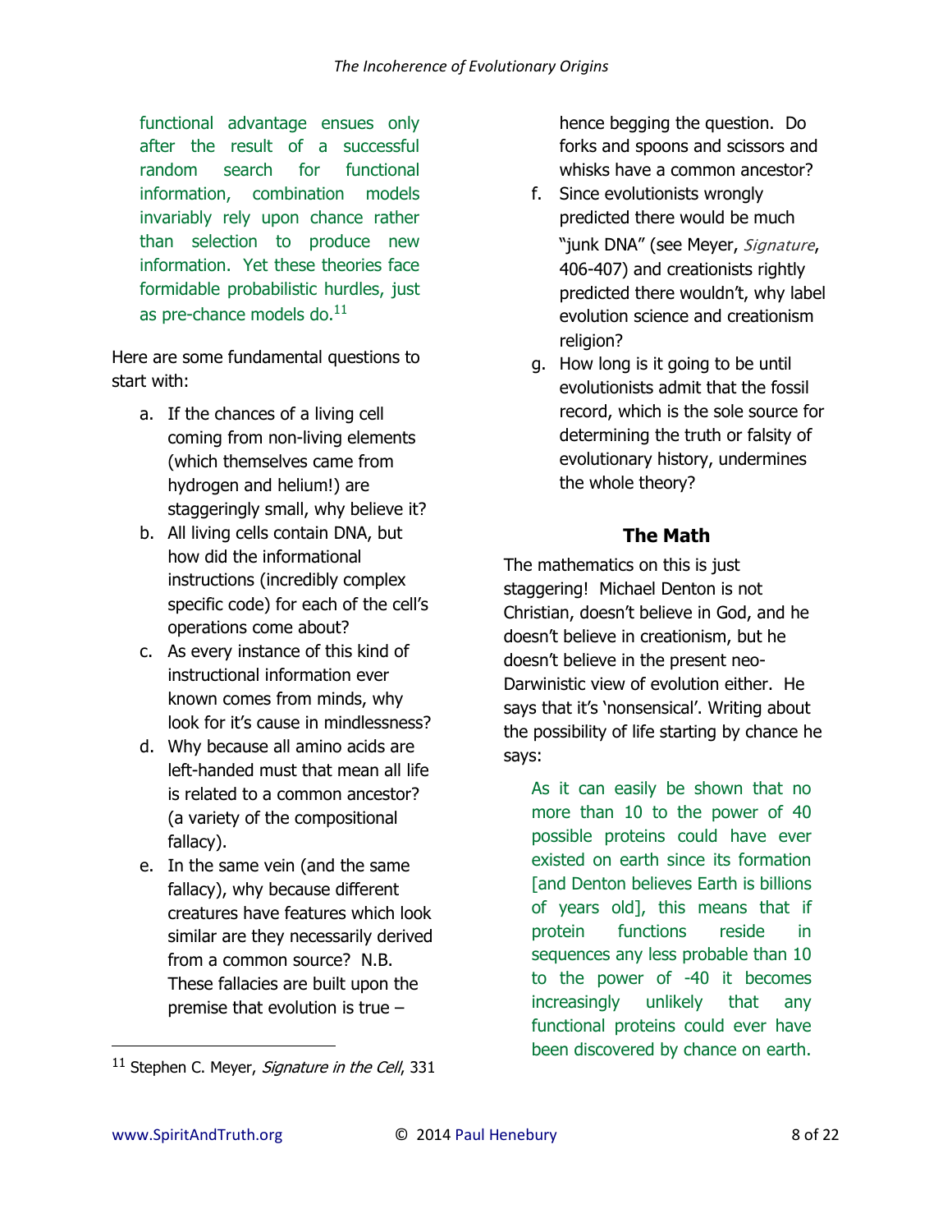> functional advantage ensues only after the result of a successful random search for functional information, combination models invariably rely upon chance rather than selection to produce new information. Yet these theories face formidable probabilistic hurdles, just as pre-chance models do.[11]

Here are some fundamental questions to start with:

a. If the chances of a living cell coming from non-living elements (which themselves came from hydrogen and helium!) are staggeringly small, why believe it?
b. All living cells contain DNA, but how did the informational instructions (incredibly complex specific code) for each of the cell's operations come about?
c. As every instance of this kind of instructional information ever known comes from minds, why look for it's cause in mindlessness?
d. Why because all amino acids are left-handed must that mean all life is related to a common ancestor? (a variety of the compositional fallacy).
e. In the same vein (and the same fallacy), why because different creatures have features which look similar are they necessarily derived from a common source? N.B. These fallacies are built upon the premise that evolution is true – hence begging the question. Do forks and spoons and scissors and whisks have a common ancestor?
f. Since evolutionists wrongly predicted there would be much "junk DNA" (see Meyer, *Signature*, 406-407) and creationists rightly predicted there wouldn't, why label evolution science and creationism religion?
g. How long is it going to be until evolutionists admit that the fossil record, which is the sole source for determining the truth or falsity of evolutionary history, undermines the whole theory?

## The Math

The mathematics on this is just staggering! Michael Denton is not Christian, doesn't believe in God, and he doesn't believe in creationism, but he doesn't believe in the present neo-Darwinistic view of evolution either. He says that it's 'nonsensical'. Writing about the possibility of life starting by chance he says:

> As it can easily be shown that no more than 10 to the power of 40 possible proteins could have ever existed on earth since its formation [and Denton believes Earth is billions of years old], this means that if protein functions reside in sequences any less probable than 10 to the power of -40 it becomes increasingly unlikely that any functional proteins could ever have been discovered by chance on earth.

[11] Stephen C. Meyer, *Signature in the Cell*, 331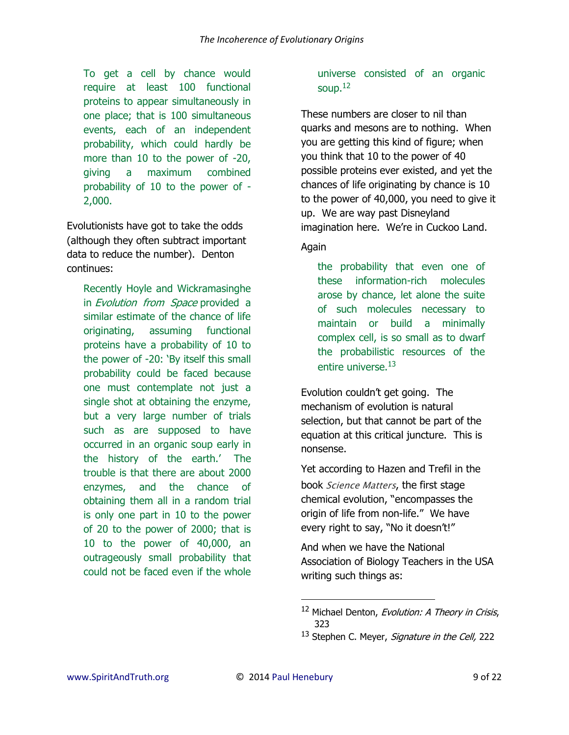> To get a cell by chance would require at least 100 functional proteins to appear simultaneously in one place; that is 100 simultaneous events, each of an independent probability, which could hardly be more than 10 to the power of -20, giving a maximum combined probability of 10 to the power of -2,000.

Evolutionists have got to take the odds (although they often subtract important data to reduce the number). Denton continues:

> Recently Hoyle and Wickramasinghe in *Evolution from Space* provided a similar estimate of the chance of life originating, assuming functional proteins have a probability of 10 to the power of -20: 'By itself this small probability could be faced because one must contemplate not just a single shot at obtaining the enzyme, but a very large number of trials such as are supposed to have occurred in an organic soup early in the history of the earth.' The trouble is that there are about 2000 enzymes, and the chance of obtaining them all in a random trial is only one part in 10 to the power of 20 to the power of 2000; that is 10 to the power of 40,000, an outrageously small probability that could not be faced even if the whole universe consisted of an organic soup.[12]

These numbers are closer to nil than quarks and mesons are to nothing. When you are getting this kind of figure; when you think that 10 to the power of 40 possible proteins ever existed, and yet the chances of life originating by chance is 10 to the power of 40,000, you need to give it up. We are way past Disneyland imagination here. We're in Cuckoo Land.

Again

> the probability that even one of these information-rich molecules arose by chance, let alone the suite of such molecules necessary to maintain or build a minimally complex cell, is so small as to dwarf the probabilistic resources of the entire universe.[13]

Evolution couldn't get going. The mechanism of evolution is natural selection, but that cannot be part of the equation at this critical juncture. This is nonsense.

Yet according to Hazen and Trefil in the book *Science Matters*, the first stage chemical evolution, "encompasses the origin of life from non-life." We have every right to say, "No it doesn't!"

And when we have the National Association of Biology Teachers in the USA writing such things as:

---

[12] Michael Denton, *Evolution: A Theory in Crisis*, 323

[13] Stephen C. Meyer, *Signature in the Cell,* 222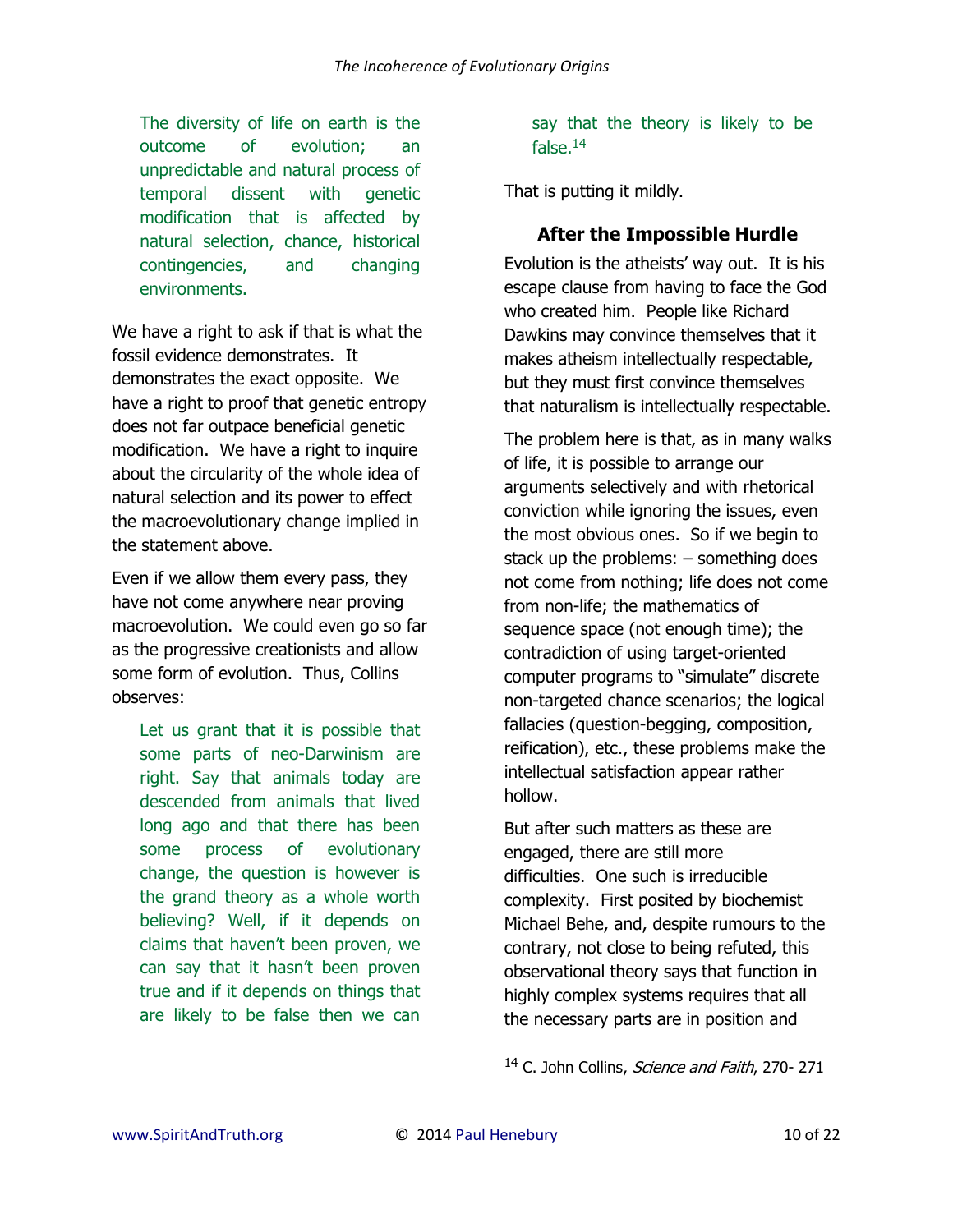> The diversity of life on earth is the outcome of evolution; an unpredictable and natural process of temporal dissent with genetic modification that is affected by natural selection, chance, historical contingencies, and changing environments.

We have a right to ask if that is what the fossil evidence demonstrates. It demonstrates the exact opposite. We have a right to proof that genetic entropy does not far outpace beneficial genetic modification. We have a right to inquire about the circularity of the whole idea of natural selection and its power to effect the macroevolutionary change implied in the statement above.

Even if we allow them every pass, they have not come anywhere near proving macroevolution. We could even go so far as the progressive creationists and allow some form of evolution. Thus, Collins observes:

> Let us grant that it is possible that some parts of neo-Darwinism are right. Say that animals today are descended from animals that lived long ago and that there has been some process of evolutionary change, the question is however is the grand theory as a whole worth believing? Well, if it depends on claims that haven't been proven, we can say that it hasn't been proven true and if it depends on things that are likely to be false then we can say that the theory is likely to be false.[14]

That is putting it mildly.

## After the Impossible Hurdle

Evolution is the atheists' way out. It is his escape clause from having to face the God who created him. People like Richard Dawkins may convince themselves that it makes atheism intellectually respectable, but they must first convince themselves that naturalism is intellectually respectable.

The problem here is that, as in many walks of life, it is possible to arrange our arguments selectively and with rhetorical conviction while ignoring the issues, even the most obvious ones. So if we begin to stack up the problems: – something does not come from nothing; life does not come from non-life; the mathematics of sequence space (not enough time); the contradiction of using target-oriented computer programs to "simulate" discrete non-targeted chance scenarios; the logical fallacies (question-begging, composition, reification), etc., these problems make the intellectual satisfaction appear rather hollow.

But after such matters as these are engaged, there are still more difficulties. One such is irreducible complexity. First posited by biochemist Michael Behe, and, despite rumours to the contrary, not close to being refuted, this observational theory says that function in highly complex systems requires that all the necessary parts are in position and

---

[14] C. John Collins, *Science and Faith*, 270- 271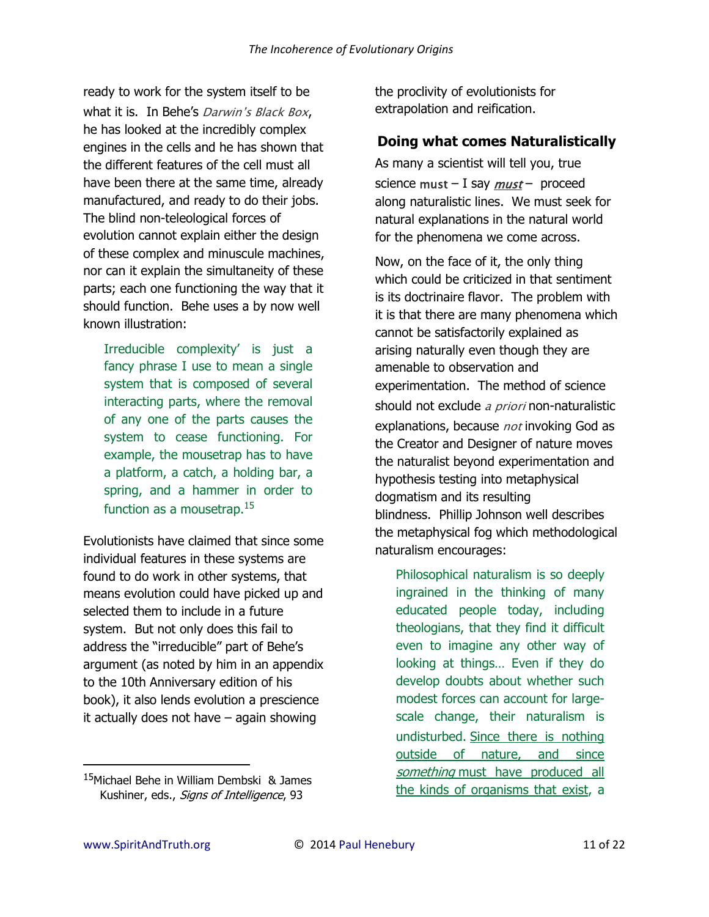ready to work for the system itself to be what it is. In Behe's *Darwin's Black Box*, he has looked at the incredibly complex engines in the cells and he has shown that the different features of the cell must all have been there at the same time, already manufactured, and ready to do their jobs. The blind non-teleological forces of evolution cannot explain either the design of these complex and minuscule machines, nor can it explain the simultaneity of these parts; each one functioning the way that it should function. Behe uses a by now well known illustration:

> Irreducible complexity' is just a fancy phrase I use to mean a single system that is composed of several interacting parts, where the removal of any one of the parts causes the system to cease functioning. For example, the mousetrap has to have a platform, a catch, a holding bar, a spring, and a hammer in order to function as a mousetrap.[15]

Evolutionists have claimed that since some individual features in these systems are found to do work in other systems, that means evolution could have picked up and selected them to include in a future system. But not only does this fail to address the "irreducible" part of Behe's argument (as noted by him in an appendix to the 10th Anniversary edition of his book), it also lends evolution a prescience it actually does not have – again showing the proclivity of evolutionists for extrapolation and reification.

## Doing what comes Naturalistically

As many a scientist will tell you, true science must – I say ***must*** – proceed along naturalistic lines. We must seek for natural explanations in the natural world for the phenomena we come across.

Now, on the face of it, the only thing which could be criticized in that sentiment is its doctrinaire flavor. The problem with it is that there are many phenomena which cannot be satisfactorily explained as arising naturally even though they are amenable to observation and experimentation. The method of science should not exclude *a priori* non-naturalistic explanations, because *not* invoking God as the Creator and Designer of nature moves the naturalist beyond experimentation and hypothesis testing into metaphysical dogmatism and its resulting blindness. Phillip Johnson well describes the metaphysical fog which methodological naturalism encourages:

> Philosophical naturalism is so deeply ingrained in the thinking of many educated people today, including theologians, that they find it difficult even to imagine any other way of looking at things… Even if they do develop doubts about whether such modest forces can account for large-scale change, their naturalism is undisturbed. <u>Since there is nothing outside of nature, and since *something* must have produced all the kinds of organisms that exist</u>, a

---

[15] Michael Behe in William Dembski & James Kushiner, eds., *Signs of Intelligence*, 93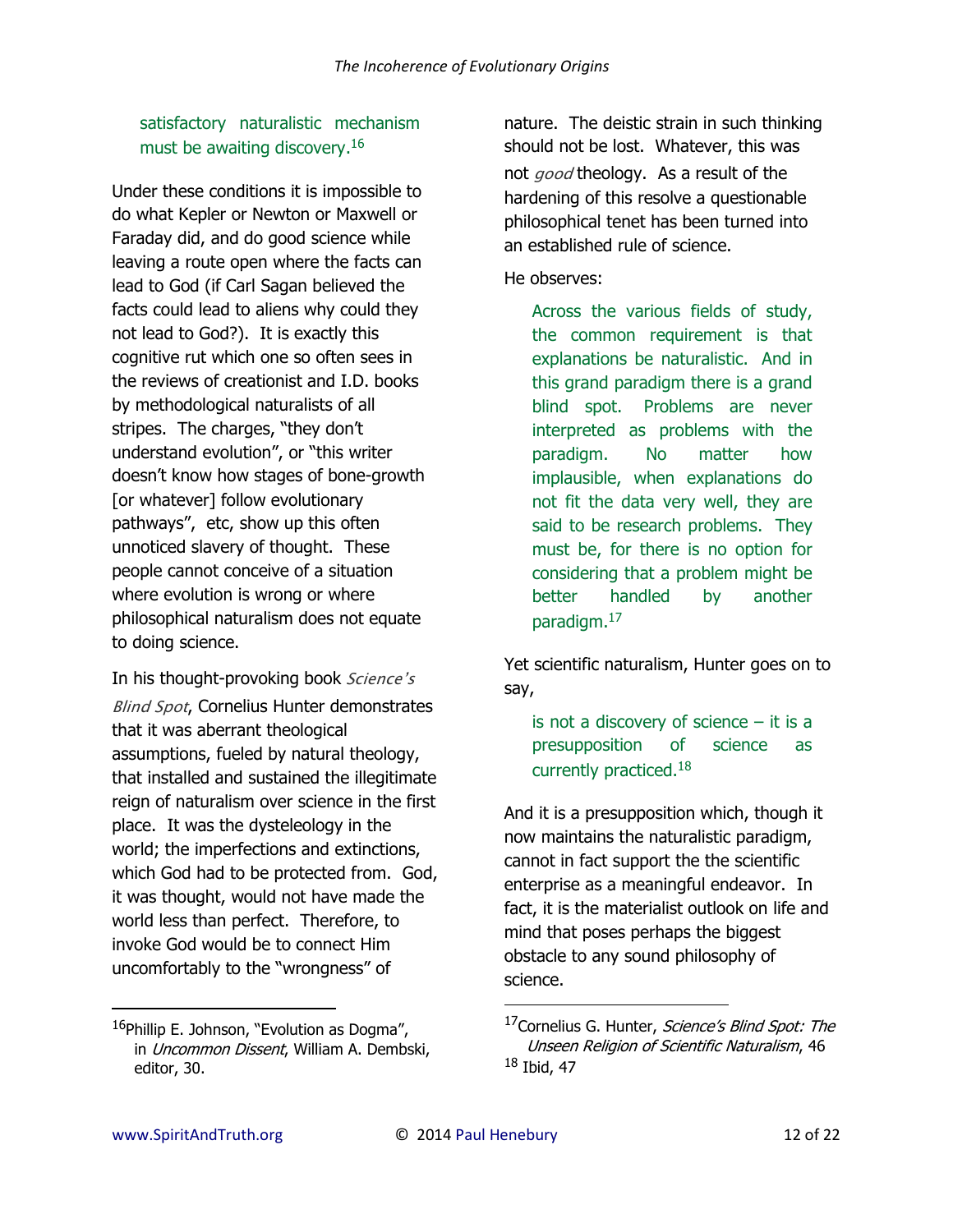> satisfactory naturalistic mechanism must be awaiting discovery.[16]

Under these conditions it is impossible to do what Kepler or Newton or Maxwell or Faraday did, and do good science while leaving a route open where the facts can lead to God (if Carl Sagan believed the facts could lead to aliens why could they not lead to God?). It is exactly this cognitive rut which one so often sees in the reviews of creationist and I.D. books by methodological naturalists of all stripes. The charges, "they don't understand evolution", or "this writer doesn't know how stages of bone-growth [or whatever] follow evolutionary pathways", etc, show up this often unnoticed slavery of thought. These people cannot conceive of a situation where evolution is wrong or where philosophical naturalism does not equate to doing science.

In his thought-provoking book *Science's Blind Spot*, Cornelius Hunter demonstrates that it was aberrant theological assumptions, fueled by natural theology, that installed and sustained the illegitimate reign of naturalism over science in the first place. It was the dysteleology in the world; the imperfections and extinctions, which God had to be protected from. God, it was thought, would not have made the world less than perfect. Therefore, to invoke God would be to connect Him uncomfortably to the "wrongness" of nature. The deistic strain in such thinking should not be lost. Whatever, this was not *good* theology. As a result of the hardening of this resolve a questionable philosophical tenet has been turned into an established rule of science.

He observes:

> Across the various fields of study, the common requirement is that explanations be naturalistic. And in this grand paradigm there is a grand blind spot. Problems are never interpreted as problems with the paradigm. No matter how implausible, when explanations do not fit the data very well, they are said to be research problems. They must be, for there is no option for considering that a problem might be better handled by another paradigm.[17]

Yet scientific naturalism, Hunter goes on to say,

> is not a discovery of science – it is a presupposition of science as currently practiced.[18]

And it is a presupposition which, though it now maintains the naturalistic paradigm, cannot in fact support the the scientific enterprise as a meaningful endeavor. In fact, it is the materialist outlook on life and mind that poses perhaps the biggest obstacle to any sound philosophy of science.

---

[16] Phillip E. Johnson, "Evolution as Dogma", in *Uncommon Dissent*, William A. Dembski, editor, 30.

[17] Cornelius G. Hunter, *Science's Blind Spot: The Unseen Religion of Scientific Naturalism*, 46

[18] Ibid, 47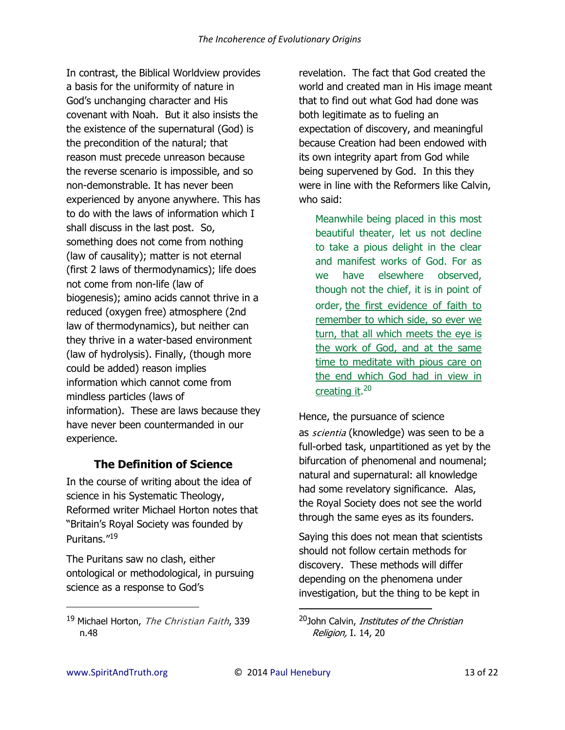In contrast, the Biblical Worldview provides a basis for the uniformity of nature in God's unchanging character and His covenant with Noah. But it also insists the the existence of the supernatural (God) is the precondition of the natural; that reason must precede unreason because the reverse scenario is impossible, and so non-demonstrable. It has never been experienced by anyone anywhere. This has to do with the laws of information which I shall discuss in the last post. So, something does not come from nothing (law of causality); matter is not eternal (first 2 laws of thermodynamics); life does not come from non-life (law of biogenesis); amino acids cannot thrive in a reduced (oxygen free) atmosphere (2nd law of thermodynamics), but neither can they thrive in a water-based environment (law of hydrolysis). Finally, (though more could be added) reason implies information which cannot come from mindless particles (laws of information). These are laws because they have never been countermanded in our experience.

## The Definition of Science

In the course of writing about the idea of science in his Systematic Theology, Reformed writer Michael Horton notes that "Britain's Royal Society was founded by Puritans."[19]

The Puritans saw no clash, either ontological or methodological, in pursuing science as a response to God's revelation. The fact that God created the world and created man in His image meant that to find out what God had done was both legitimate as to fueling an expectation of discovery, and meaningful because Creation had been endowed with its own integrity apart from God while being supervened by God. In this they were in line with the Reformers like Calvin, who said:

> Meanwhile being placed in this most beautiful theater, let us not decline to take a pious delight in the clear and manifest works of God. For as we have elsewhere observed, though not the chief, it is in point of order, the first evidence of faith to remember to which side, so ever we turn, that all which meets the eye is the work of God, and at the same time to meditate with pious care on the end which God had in view in creating it.[20]

Hence, the pursuance of science as *scientia* (knowledge) was seen to be a full-orbed task, unpartitioned as yet by the bifurcation of phenomenal and noumenal; natural and supernatural: all knowledge had some revelatory significance. Alas, the Royal Society does not see the world through the same eyes as its founders.

Saying this does not mean that scientists should not follow certain methods for discovery. These methods will differ depending on the phenomena under investigation, but the thing to be kept in

---

[19] Michael Horton, *The Christian Faith*, 339 n.48

[20] John Calvin, *Institutes of the Christian Religion,* I. 14, 20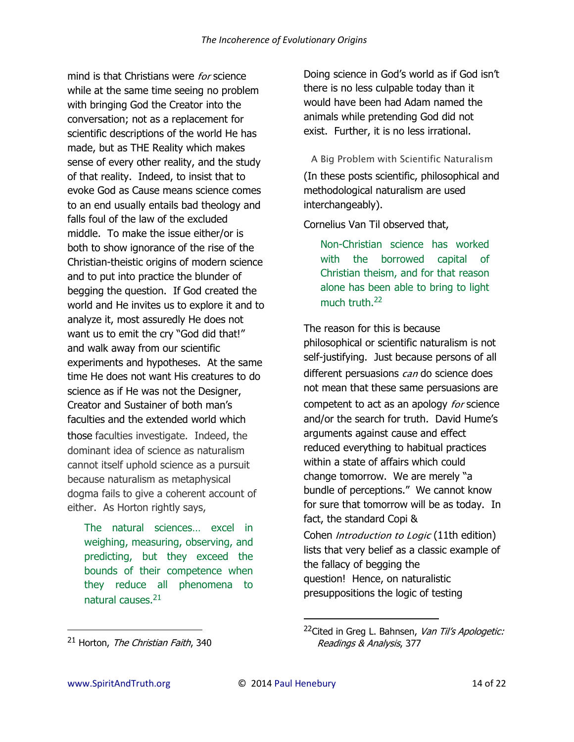mind is that Christians were *for* science while at the same time seeing no problem with bringing God the Creator into the conversation; not as a replacement for scientific descriptions of the world He has made, but as THE Reality which makes sense of every other reality, and the study of that reality. Indeed, to insist that to evoke God as Cause means science comes to an end usually entails bad theology and falls foul of the law of the excluded middle. To make the issue either/or is both to show ignorance of the rise of the Christian-theistic origins of modern science and to put into practice the blunder of begging the question. If God created the world and He invites us to explore it and to analyze it, most assuredly He does not want us to emit the cry "God did that!" and walk away from our scientific experiments and hypotheses. At the same time He does not want His creatures to do science as if He was not the Designer, Creator and Sustainer of both man's faculties and the extended world which those faculties investigate. Indeed, the dominant idea of science as naturalism cannot itself uphold science as a pursuit because naturalism as metaphysical dogma fails to give a coherent account of either. As Horton rightly says,

> The natural sciences… excel in weighing, measuring, observing, and predicting, but they exceed the bounds of their competence when they reduce all phenomena to natural causes.[21]

Doing science in God's world as if God isn't there is no less culpable today than it would have been had Adam named the animals while pretending God did not exist. Further, it is no less irrational.

### A Big Problem with Scientific Naturalism

(In these posts scientific, philosophical and methodological naturalism are used interchangeably).

Cornelius Van Til observed that,

> Non-Christian science has worked with the borrowed capital of Christian theism, and for that reason alone has been able to bring to light much truth.[22]

The reason for this is because philosophical or scientific naturalism is not self-justifying. Just because persons of all different persuasions *can* do science does not mean that these same persuasions are competent to act as an apology *for* science and/or the search for truth. David Hume's arguments against cause and effect reduced everything to habitual practices within a state of affairs which could change tomorrow. We are merely "a bundle of perceptions." We cannot know for sure that tomorrow will be as today. In fact, the standard Copi & Cohen *Introduction to Logic* (11th edition) lists that very belief as a classic example of the fallacy of begging the question! Hence, on naturalistic presuppositions the logic of testing

---

[21] Horton, *The Christian Faith*, 340

[22] Cited in Greg L. Bahnsen, *Van Til's Apologetic: Readings & Analysis*, 377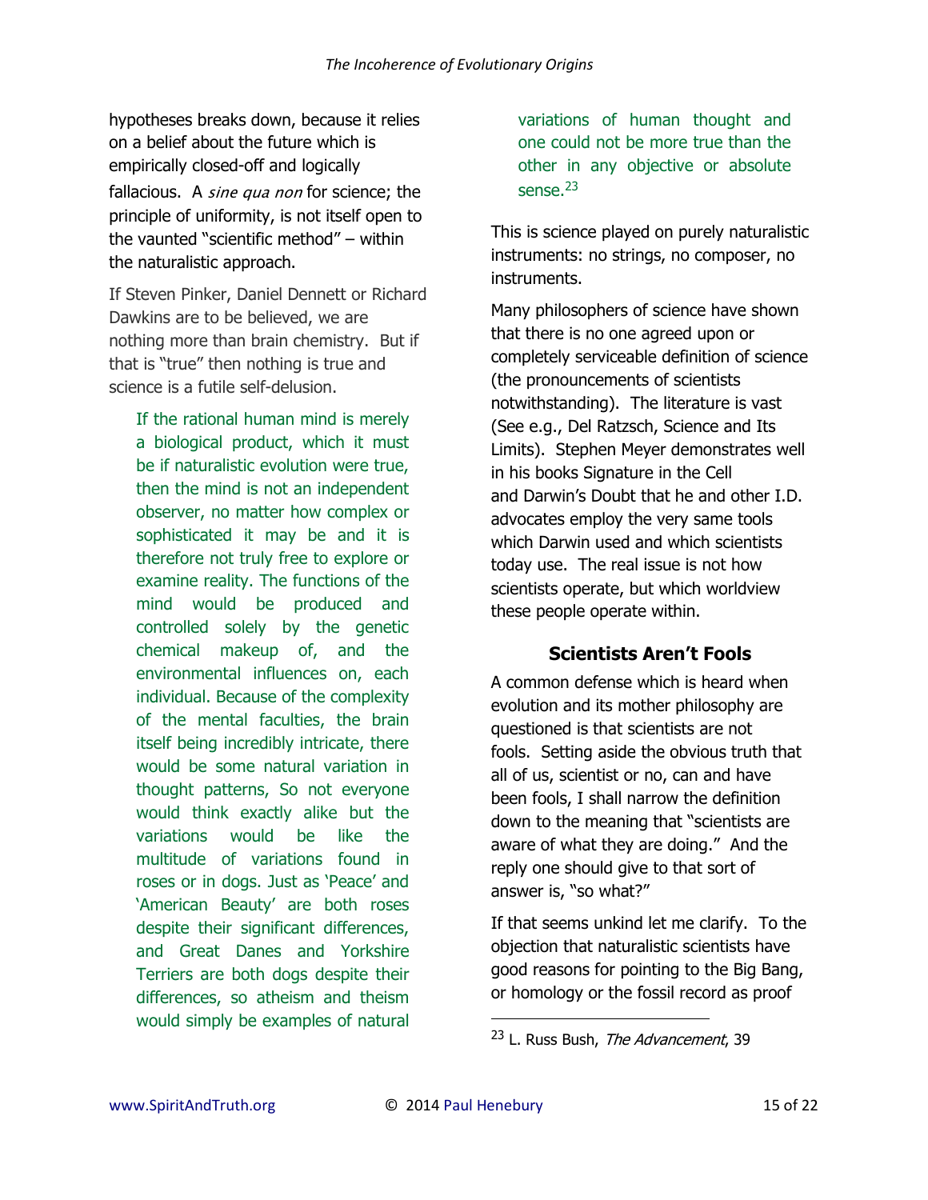hypotheses breaks down, because it relies on a belief about the future which is empirically closed-off and logically fallacious. A *sine qua non* for science; the principle of uniformity, is not itself open to the vaunted "scientific method" – within the naturalistic approach.

If Steven Pinker, Daniel Dennett or Richard Dawkins are to be believed, we are nothing more than brain chemistry. But if that is "true" then nothing is true and science is a futile self-delusion.

> If the rational human mind is merely a biological product, which it must be if naturalistic evolution were true, then the mind is not an independent observer, no matter how complex or sophisticated it may be and it is therefore not truly free to explore or examine reality. The functions of the mind would be produced and controlled solely by the genetic chemical makeup of, and the environmental influences on, each individual. Because of the complexity of the mental faculties, the brain itself being incredibly intricate, there would be some natural variation in thought patterns, So not everyone would think exactly alike but the variations would be like the multitude of variations found in roses or in dogs. Just as 'Peace' and 'American Beauty' are both roses despite their significant differences, and Great Danes and Yorkshire Terriers are both dogs despite their differences, so atheism and theism would simply be examples of natural variations of human thought and one could not be more true than the other in any objective or absolute sense.[23]

This is science played on purely naturalistic instruments: no strings, no composer, no instruments.

Many philosophers of science have shown that there is no one agreed upon or completely serviceable definition of science (the pronouncements of scientists notwithstanding). The literature is vast (See e.g., Del Ratzsch, Science and Its Limits). Stephen Meyer demonstrates well in his books Signature in the Cell and Darwin's Doubt that he and other I.D. advocates employ the very same tools which Darwin used and which scientists today use. The real issue is not how scientists operate, but which worldview these people operate within.

## Scientists Aren't Fools

A common defense which is heard when evolution and its mother philosophy are questioned is that scientists are not fools. Setting aside the obvious truth that all of us, scientist or no, can and have been fools, I shall narrow the definition down to the meaning that "scientists are aware of what they are doing." And the reply one should give to that sort of answer is, "so what?"

If that seems unkind let me clarify. To the objection that naturalistic scientists have good reasons for pointing to the Big Bang, or homology or the fossil record as proof

---

[23] L. Russ Bush, *The Advancement*, 39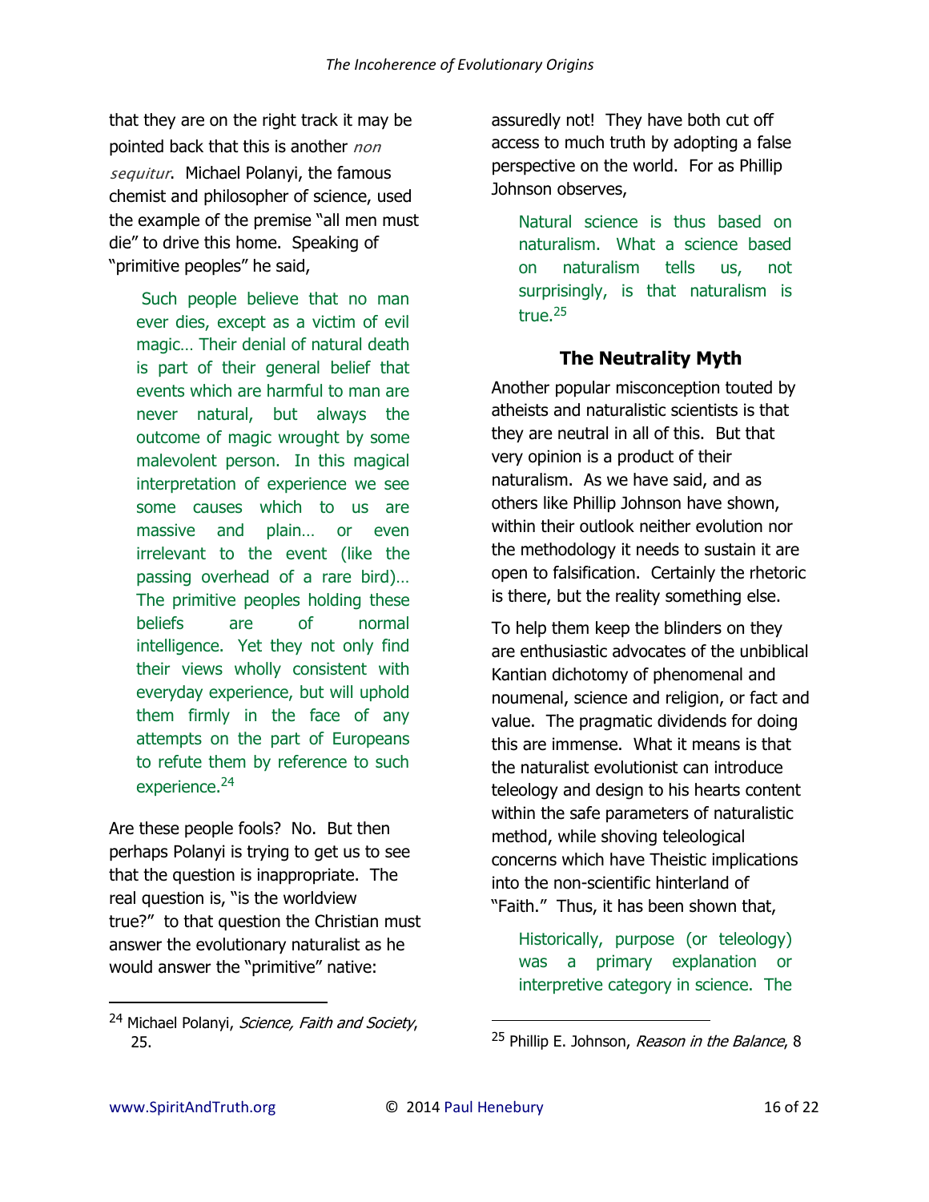that they are on the right track it may be pointed back that this is another *non sequitur*. Michael Polanyi, the famous chemist and philosopher of science, used the example of the premise "all men must die" to drive this home. Speaking of "primitive peoples" he said,

> Such people believe that no man ever dies, except as a victim of evil magic… Their denial of natural death is part of their general belief that events which are harmful to man are never natural, but always the outcome of magic wrought by some malevolent person. In this magical interpretation of experience we see some causes which to us are massive and plain… or even irrelevant to the event (like the passing overhead of a rare bird)… The primitive peoples holding these beliefs are of normal intelligence. Yet they not only find their views wholly consistent with everyday experience, but will uphold them firmly in the face of any attempts on the part of Europeans to refute them by reference to such experience.[24]

Are these people fools? No. But then perhaps Polanyi is trying to get us to see that the question is inappropriate. The real question is, "is the worldview true?" to that question the Christian must answer the evolutionary naturalist as he would answer the "primitive" native: assuredly not! They have both cut off access to much truth by adopting a false perspective on the world. For as Phillip Johnson observes,

> Natural science is thus based on naturalism. What a science based on naturalism tells us, not surprisingly, is that naturalism is true.[25]

## The Neutrality Myth

Another popular misconception touted by atheists and naturalistic scientists is that they are neutral in all of this. But that very opinion is a product of their naturalism. As we have said, and as others like Phillip Johnson have shown, within their outlook neither evolution nor the methodology it needs to sustain it are open to falsification. Certainly the rhetoric is there, but the reality something else.

To help them keep the blinders on they are enthusiastic advocates of the unbiblical Kantian dichotomy of phenomenal and noumenal, science and religion, or fact and value. The pragmatic dividends for doing this are immense. What it means is that the naturalist evolutionist can introduce teleology and design to his hearts content within the safe parameters of naturalistic method, while shoving teleological concerns which have Theistic implications into the non-scientific hinterland of "Faith." Thus, it has been shown that,

> Historically, purpose (or teleology) was a primary explanation or interpretive category in science. The

---

[24] Michael Polanyi, *Science, Faith and Society*, 25.

[25] Phillip E. Johnson, *Reason in the Balance*, 8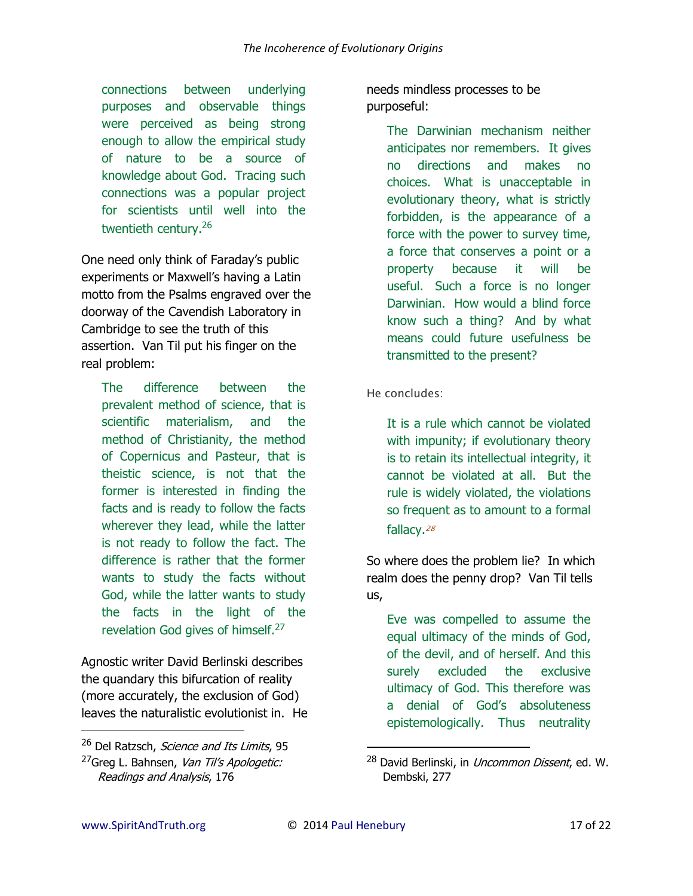> connections between underlying purposes and observable things were perceived as being strong enough to allow the empirical study of nature to be a source of knowledge about God. Tracing such connections was a popular project for scientists until well into the twentieth century.[26]

One need only think of Faraday's public experiments or Maxwell's having a Latin motto from the Psalms engraved over the doorway of the Cavendish Laboratory in Cambridge to see the truth of this assertion. Van Til put his finger on the real problem:

> The difference between the prevalent method of science, that is scientific materialism, and the method of Christianity, the method of Copernicus and Pasteur, that is theistic science, is not that the former is interested in finding the facts and is ready to follow the facts wherever they lead, while the latter is not ready to follow the fact. The difference is rather that the former wants to study the facts without God, while the latter wants to study the facts in the light of the revelation God gives of himself.[27]

Agnostic writer David Berlinski describes the quandary this bifurcation of reality (more accurately, the exclusion of God) leaves the naturalistic evolutionist in. He needs mindless processes to be purposeful:

> The Darwinian mechanism neither anticipates nor remembers. It gives no directions and makes no choices. What is unacceptable in evolutionary theory, what is strictly forbidden, is the appearance of a force with the power to survey time, a force that conserves a point or a property because it will be useful. Such a force is no longer Darwinian. How would a blind force know such a thing? And by what means could future usefulness be transmitted to the present?

He concludes:

> It is a rule which cannot be violated with impunity; if evolutionary theory is to retain its intellectual integrity, it cannot be violated at all. But the rule is widely violated, the violations so frequent as to amount to a formal fallacy.[28]

So where does the problem lie? In which realm does the penny drop? Van Til tells us,

> Eve was compelled to assume the equal ultimacy of the minds of God, of the devil, and of herself. And this surely excluded the exclusive ultimacy of God. This therefore was a denial of God's absoluteness epistemologically. Thus neutrality

---

[26] Del Ratzsch, *Science and Its Limits*, 95

[27] Greg L. Bahnsen, *Van Til's Apologetic: Readings and Analysis*, 176

[28] David Berlinski, in *Uncommon Dissent*, ed. W. Dembski, 277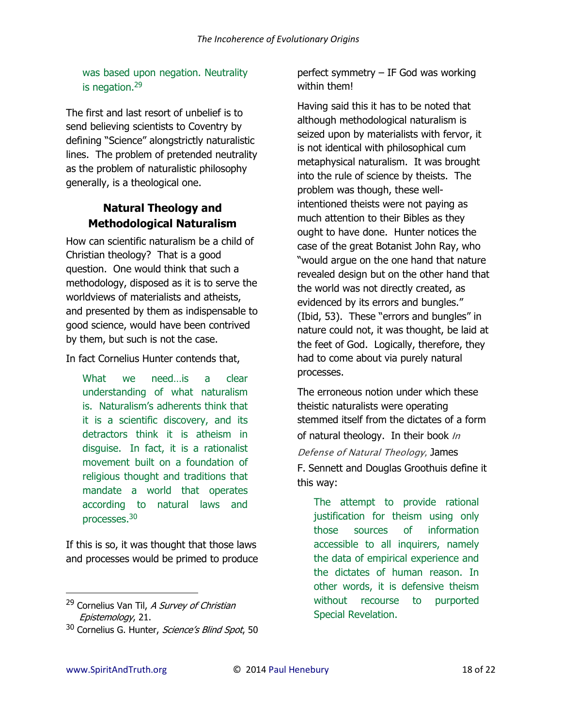> was based upon negation. Neutrality is negation.[29]

The first and last resort of unbelief is to send believing scientists to Coventry by defining "Science" alongstrictly naturalistic lines. The problem of pretended neutrality as the problem of naturalistic philosophy generally, is a theological one.

## Natural Theology and Methodological Naturalism

How can scientific naturalism be a child of Christian theology? That is a good question. One would think that such a methodology, disposed as it is to serve the worldviews of materialists and atheists, and presented by them as indispensable to good science, would have been contrived by them, but such is not the case.

In fact Cornelius Hunter contends that,

> What we need…is a clear understanding of what naturalism is. Naturalism's adherents think that it is a scientific discovery, and its detractors think it is atheism in disguise. In fact, it is a rationalist movement built on a foundation of religious thought and traditions that mandate a world that operates according to natural laws and processes.[30]

If this is so, it was thought that those laws and processes would be primed to produce perfect symmetry – IF God was working within them!

Having said this it has to be noted that although methodological naturalism is seized upon by materialists with fervor, it is not identical with philosophical cum metaphysical naturalism. It was brought into the rule of science by theists. The problem was though, these well-intentioned theists were not paying as much attention to their Bibles as they ought to have done. Hunter notices the case of the great Botanist John Ray, who "would argue on the one hand that nature revealed design but on the other hand that the world was not directly created, as evidenced by its errors and bungles." (Ibid, 53). These "errors and bungles" in nature could not, it was thought, be laid at the feet of God. Logically, therefore, they had to come about via purely natural processes.

The erroneous notion under which these theistic naturalists were operating stemmed itself from the dictates of a form of natural theology. In their book *In Defense of Natural Theology*, James F. Sennett and Douglas Groothuis define it this way:

> The attempt to provide rational justification for theism using only those sources of information accessible to all inquirers, namely the data of empirical experience and the dictates of human reason. In other words, it is defensive theism without recourse to purported Special Revelation.

---

[29] Cornelius Van Til, *A Survey of Christian Epistemology*, 21.

[30] Cornelius G. Hunter, *Science's Blind Spot*, 50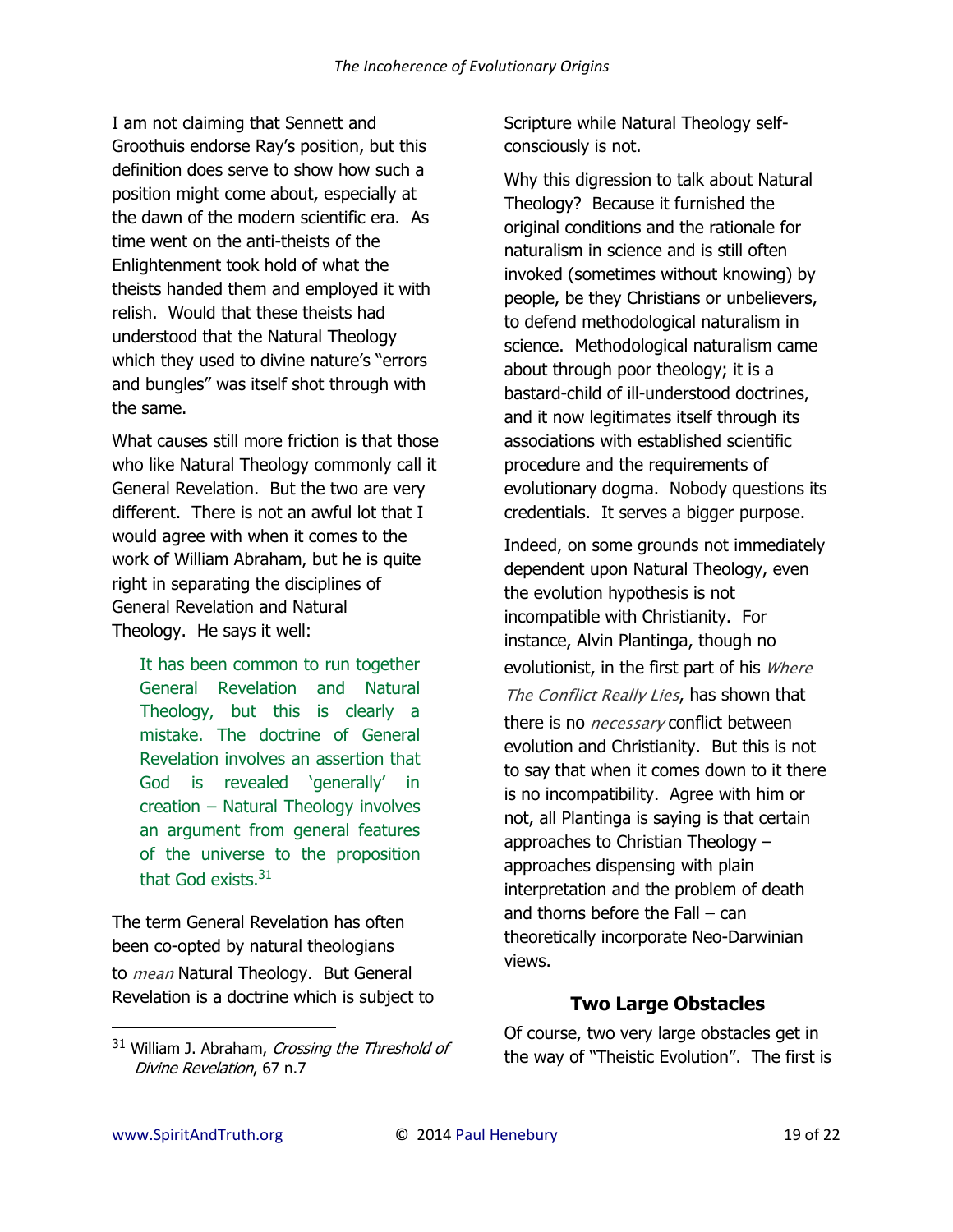I am not claiming that Sennett and Groothuis endorse Ray's position, but this definition does serve to show how such a position might come about, especially at the dawn of the modern scientific era. As time went on the anti-theists of the Enlightenment took hold of what the theists handed them and employed it with relish. Would that these theists had understood that the Natural Theology which they used to divine nature's "errors and bungles" was itself shot through with the same.

What causes still more friction is that those who like Natural Theology commonly call it General Revelation. But the two are very different. There is not an awful lot that I would agree with when it comes to the work of William Abraham, but he is quite right in separating the disciplines of General Revelation and Natural Theology. He says it well:

> It has been common to run together General Revelation and Natural Theology, but this is clearly a mistake. The doctrine of General Revelation involves an assertion that God is revealed 'generally' in creation – Natural Theology involves an argument from general features of the universe to the proposition that God exists.[31]

The term General Revelation has often been co-opted by natural theologians to *mean* Natural Theology. But General Revelation is a doctrine which is subject to Scripture while Natural Theology self-consciously is not.

Why this digression to talk about Natural Theology? Because it furnished the original conditions and the rationale for naturalism in science and is still often invoked (sometimes without knowing) by people, be they Christians or unbelievers, to defend methodological naturalism in science. Methodological naturalism came about through poor theology; it is a bastard-child of ill-understood doctrines, and it now legitimates itself through its associations with established scientific procedure and the requirements of evolutionary dogma. Nobody questions its credentials. It serves a bigger purpose.

Indeed, on some grounds not immediately dependent upon Natural Theology, even the evolution hypothesis is not incompatible with Christianity. For instance, Alvin Plantinga, though no evolutionist, in the first part of his *Where The Conflict Really Lies*, has shown that there is no *necessary* conflict between evolution and Christianity. But this is not to say that when it comes down to it there is no incompatibility. Agree with him or not, all Plantinga is saying is that certain approaches to Christian Theology – approaches dispensing with plain interpretation and the problem of death and thorns before the Fall – can theoretically incorporate Neo-Darwinian views.

### Two Large Obstacles

Of course, two very large obstacles get in the way of "Theistic Evolution". The first is

---

[31] William J. Abraham, *Crossing the Threshold of Divine Revelation*, 67 n.7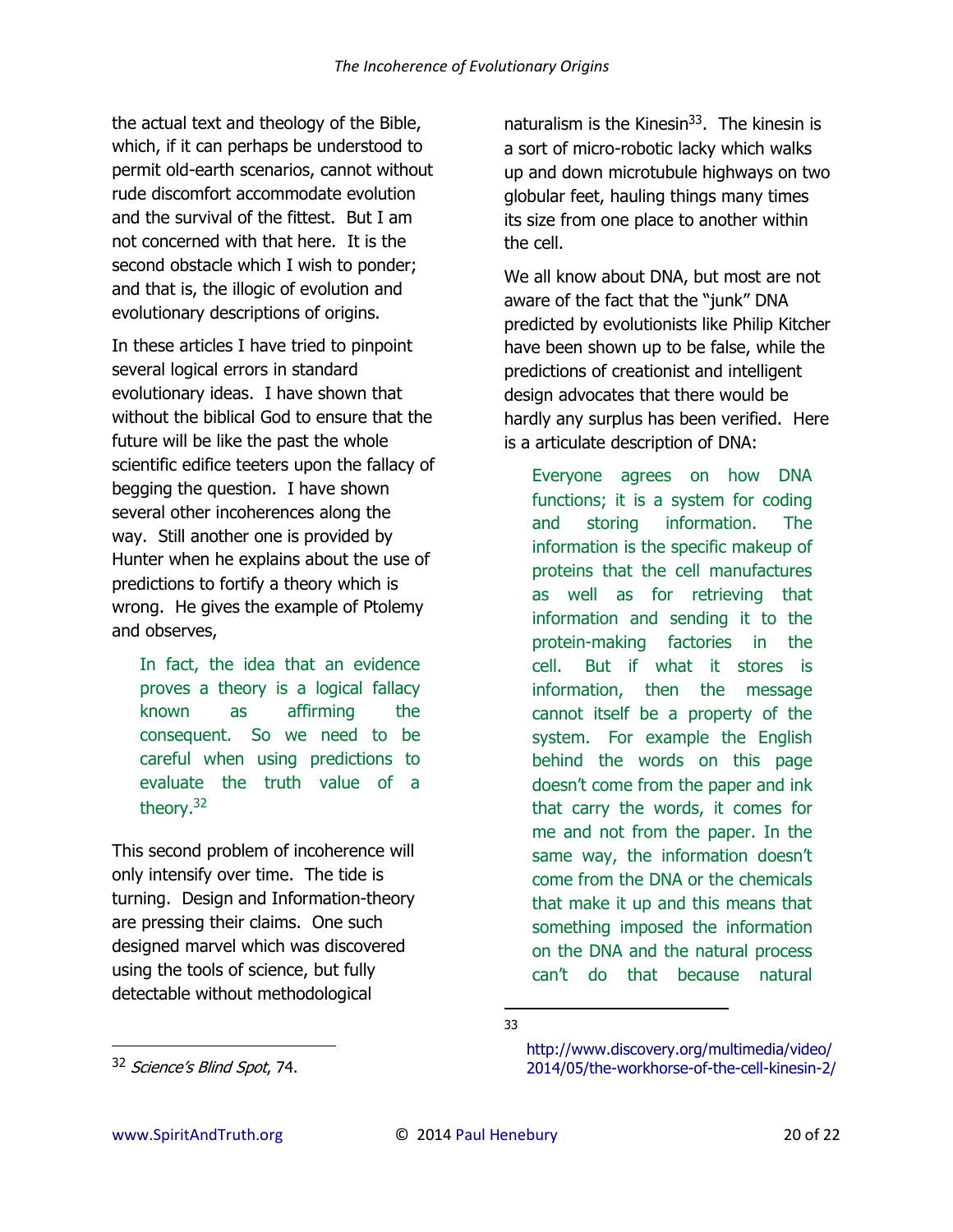the actual text and theology of the Bible, which, if it can perhaps be understood to permit old-earth scenarios, cannot without rude discomfort accommodate evolution and the survival of the fittest. But I am not concerned with that here. It is the second obstacle which I wish to ponder; and that is, the illogic of evolution and evolutionary descriptions of origins.

In these articles I have tried to pinpoint several logical errors in standard evolutionary ideas. I have shown that without the biblical God to ensure that the future will be like the past the whole scientific edifice teeters upon the fallacy of begging the question. I have shown several other incoherences along the way. Still another one is provided by Hunter when he explains about the use of predictions to fortify a theory which is wrong. He gives the example of Ptolemy and observes,

> In fact, the idea that an evidence proves a theory is a logical fallacy known as affirming the consequent. So we need to be careful when using predictions to evaluate the truth value of a theory.[32]

This second problem of incoherence will only intensify over time. The tide is turning. Design and Information-theory are pressing their claims. One such designed marvel which was discovered using the tools of science, but fully detectable without methodological naturalism is the Kinesin[33]. The kinesin is a sort of micro-robotic lacky which walks up and down microtubule highways on two globular feet, hauling things many times its size from one place to another within the cell.

We all know about DNA, but most are not aware of the fact that the "junk" DNA predicted by evolutionists like Philip Kitcher have been shown up to be false, while the predictions of creationist and intelligent design advocates that there would be hardly any surplus has been verified. Here is a articulate description of DNA:

> Everyone agrees on how DNA functions; it is a system for coding and storing information. The information is the specific makeup of proteins that the cell manufactures as well as for retrieving that information and sending it to the protein-making factories in the cell. But if what it stores is information, then the message cannot itself be a property of the system. For example the English behind the words on this page doesn't come from the paper and ink that carry the words, it comes for me and not from the paper. In the same way, the information doesn't come from the DNA or the chemicals that make it up and this means that something imposed the information on the DNA and the natural process can't do that because natural

---

[32] *Science's Blind Spot*, 74.

[33] http://www.discovery.org/multimedia/video/2014/05/the-workhorse-of-the-cell-kinesin-2/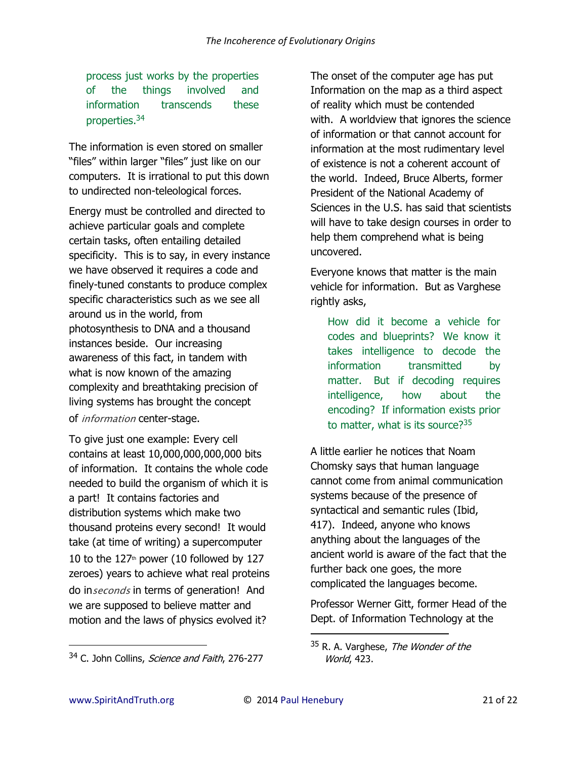> process just works by the properties of the things involved and information transcends these properties.[34]

The information is even stored on smaller "files" within larger "files" just like on our computers. It is irrational to put this down to undirected non-teleological forces.

Energy must be controlled and directed to achieve particular goals and complete certain tasks, often entailing detailed specificity. This is to say, in every instance we have observed it requires a code and finely-tuned constants to produce complex specific characteristics such as we see all around us in the world, from photosynthesis to DNA and a thousand instances beside. Our increasing awareness of this fact, in tandem with what is now known of the amazing complexity and breathtaking precision of living systems has brought the concept of *information* center-stage.

To give just one example: Every cell contains at least 10,000,000,000,000 bits of information. It contains the whole code needed to build the organism of which it is a part! It contains factories and distribution systems which make two thousand proteins every second! It would take (at time of writing) a supercomputer 10 to the 127th power (10 followed by 127 zeroes) years to achieve what real proteins do in *seconds* in terms of generation! And we are supposed to believe matter and motion and the laws of physics evolved it?

The onset of the computer age has put Information on the map as a third aspect of reality which must be contended with. A worldview that ignores the science of information or that cannot account for information at the most rudimentary level of existence is not a coherent account of the world. Indeed, Bruce Alberts, former President of the National Academy of Sciences in the U.S. has said that scientists will have to take design courses in order to help them comprehend what is being uncovered.

Everyone knows that matter is the main vehicle for information. But as Varghese rightly asks,

> How did it become a vehicle for codes and blueprints? We know it takes intelligence to decode the information transmitted by matter. But if decoding requires intelligence, how about the encoding? If information exists prior to matter, what is its source?[35]

A little earlier he notices that Noam Chomsky says that human language cannot come from animal communication systems because of the presence of syntactical and semantic rules (Ibid, 417). Indeed, anyone who knows anything about the languages of the ancient world is aware of the fact that the further back one goes, the more complicated the languages become.

Professor Werner Gitt, former Head of the Dept. of Information Technology at the

---

[34] C. John Collins, *Science and Faith*, 276-277

[35] R. A. Varghese, *The Wonder of the World*, 423.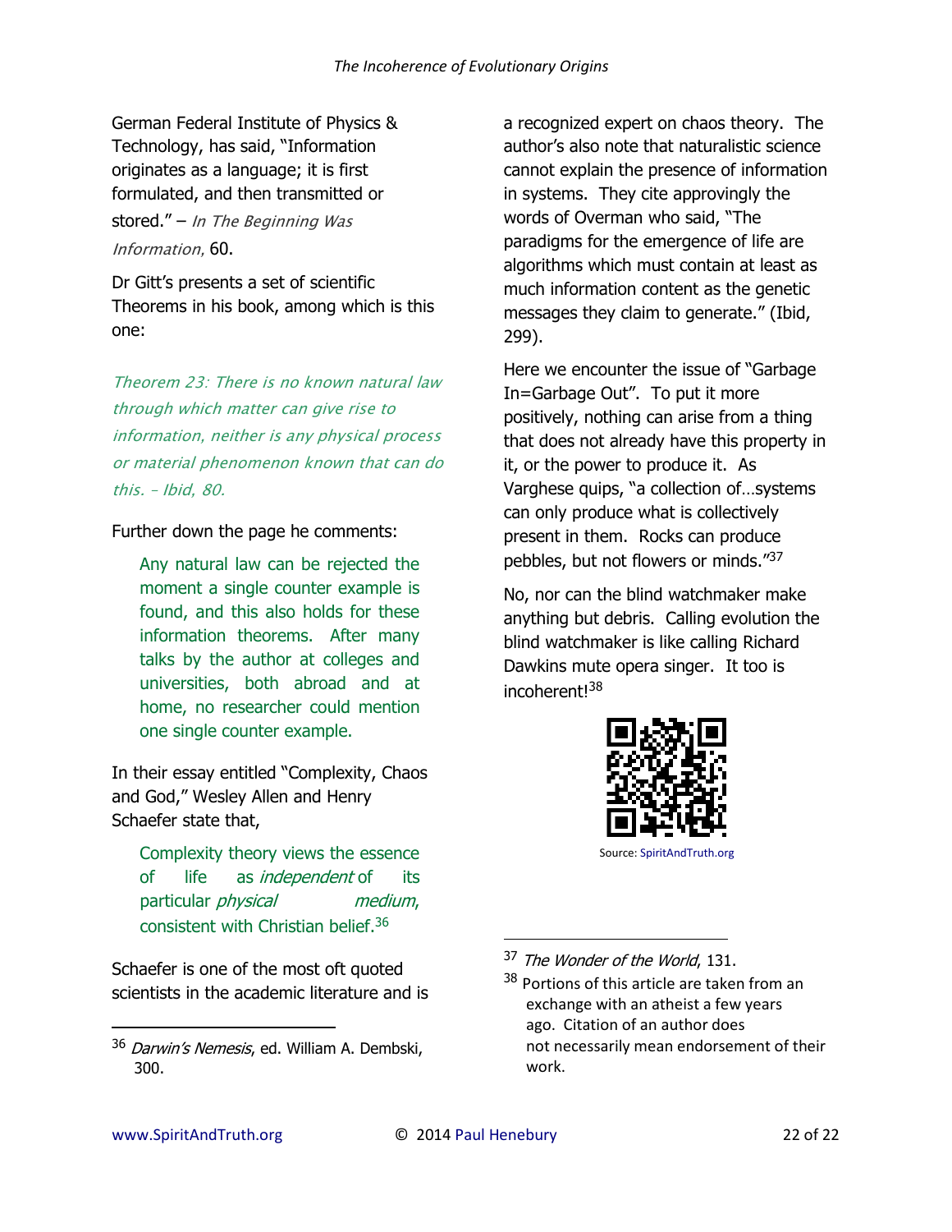German Federal Institute of Physics & Technology, has said, "Information originates as a language; it is first formulated, and then transmitted or stored." – *In The Beginning Was Information*, 60.

Dr Gitt's presents a set of scientific Theorems in his book, among which is this one:

*Theorem 23: There is no known natural law through which matter can give rise to information, neither is any physical process or material phenomenon known that can do this. – Ibid, 80.*

Further down the page he comments:

> Any natural law can be rejected the moment a single counter example is found, and this also holds for these information theorems. After many talks by the author at colleges and universities, both abroad and at home, no researcher could mention one single counter example.

In their essay entitled "Complexity, Chaos and God," Wesley Allen and Henry Schaefer state that,

> Complexity theory views the essence of life as *independent* of its particular *physical medium*, consistent with Christian belief.[36]

Schaefer is one of the most oft quoted scientists in the academic literature and is a recognized expert on chaos theory. The author's also note that naturalistic science cannot explain the presence of information in systems. They cite approvingly the words of Overman who said, "The paradigms for the emergence of life are algorithms which must contain at least as much information content as the genetic messages they claim to generate." (Ibid, 299).

Here we encounter the issue of "Garbage In=Garbage Out". To put it more positively, nothing can arise from a thing that does not already have this property in it, or the power to produce it. As Varghese quips, "a collection of…systems can only produce what is collectively present in them. Rocks can produce pebbles, but not flowers or minds."[37]

No, nor can the blind watchmaker make anything but debris. Calling evolution the blind watchmaker is like calling Richard Dawkins mute opera singer. It too is incoherent![38]

Source: SpiritAndTruth.org

---

[36] *Darwin's Nemesis*, ed. William A. Dembski, 300.

[37] *The Wonder of the World*, 131.

[38] Portions of this article are taken from an exchange with an atheist a few years ago. Citation of an author does not necessarily mean endorsement of their work.